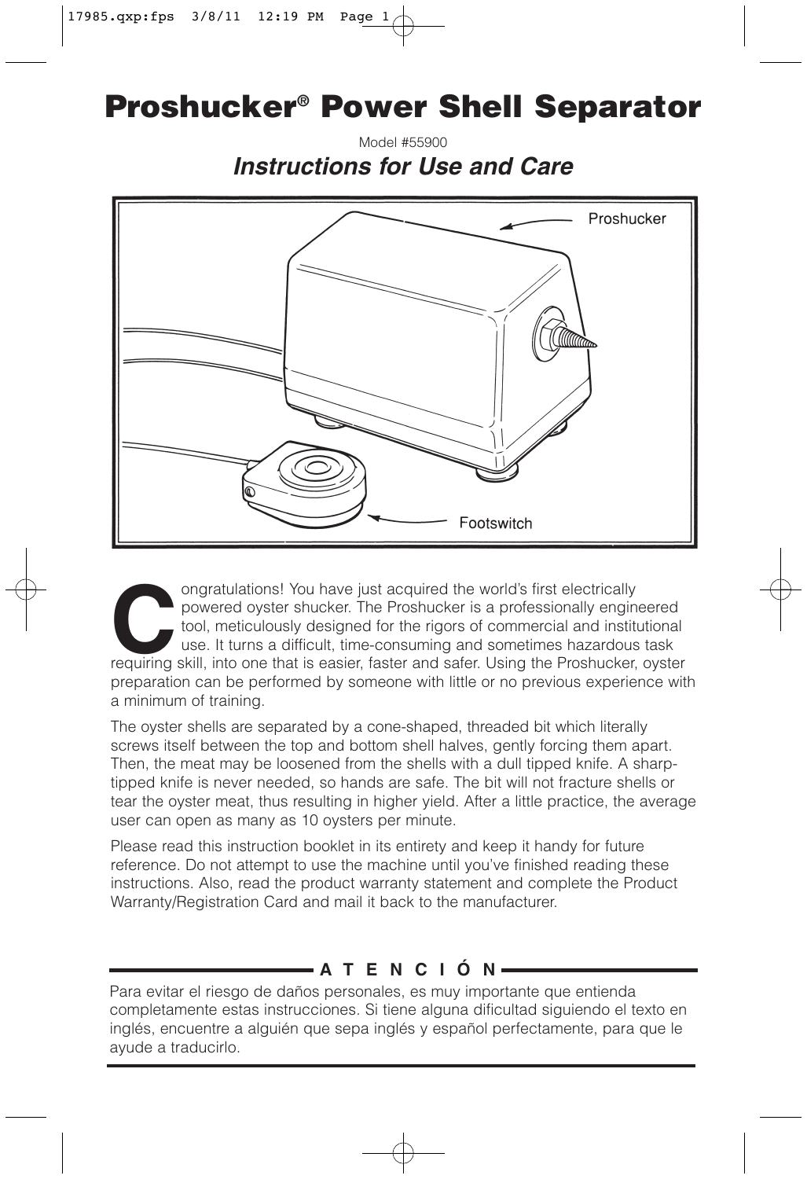# Proshucker® Power Shell Separator

Model #55900

## *Instructions for Use and Care*

Proshucker

Footswitch

Congratulations! You have just acquired the world's first electrically powered oyster shucker. The Proshucker is a professionally engineered tool, meticulously designed for the rigors of commercial and institutional use. It turns a difficult, time-consuming and sometimes hazardous task requiring skill, into one that is easier, faster and safer. Using the Proshucker, oyster preparation can be performed by someone with little or no previous experience with a minimum of training.

The oyster shells are separated by a cone-shaped, threaded bit which literally screws itself between the top and bottom shell halves, gently forcing them apart. Then, the meat may be loosened from the shells with a dull tipped knife. A sharp-tipped knife is never needed, so hands are safe. The bit will not fracture shells or tear the oyster meat, thus resulting in higher yield. After a little practice, the average user can open as many as 10 oysters per minute.

Please read this instruction booklet in its entirety and keep it handy for future reference. Do not attempt to use the machine until you've finished reading these instructions. Also, read the product warranty statement and complete the Product Warranty/Registration Card and mail it back to the manufacturer.

---

**A T E N C I Ó N**

Para evitar el riesgo de daños personales, es muy importante que entienda completamente estas instrucciones. Si tiene alguna dificultad siguiendo el texto en inglés, encuentre a alguién que sepa inglés y español perfectamente, para que le ayude a traducirlo.

---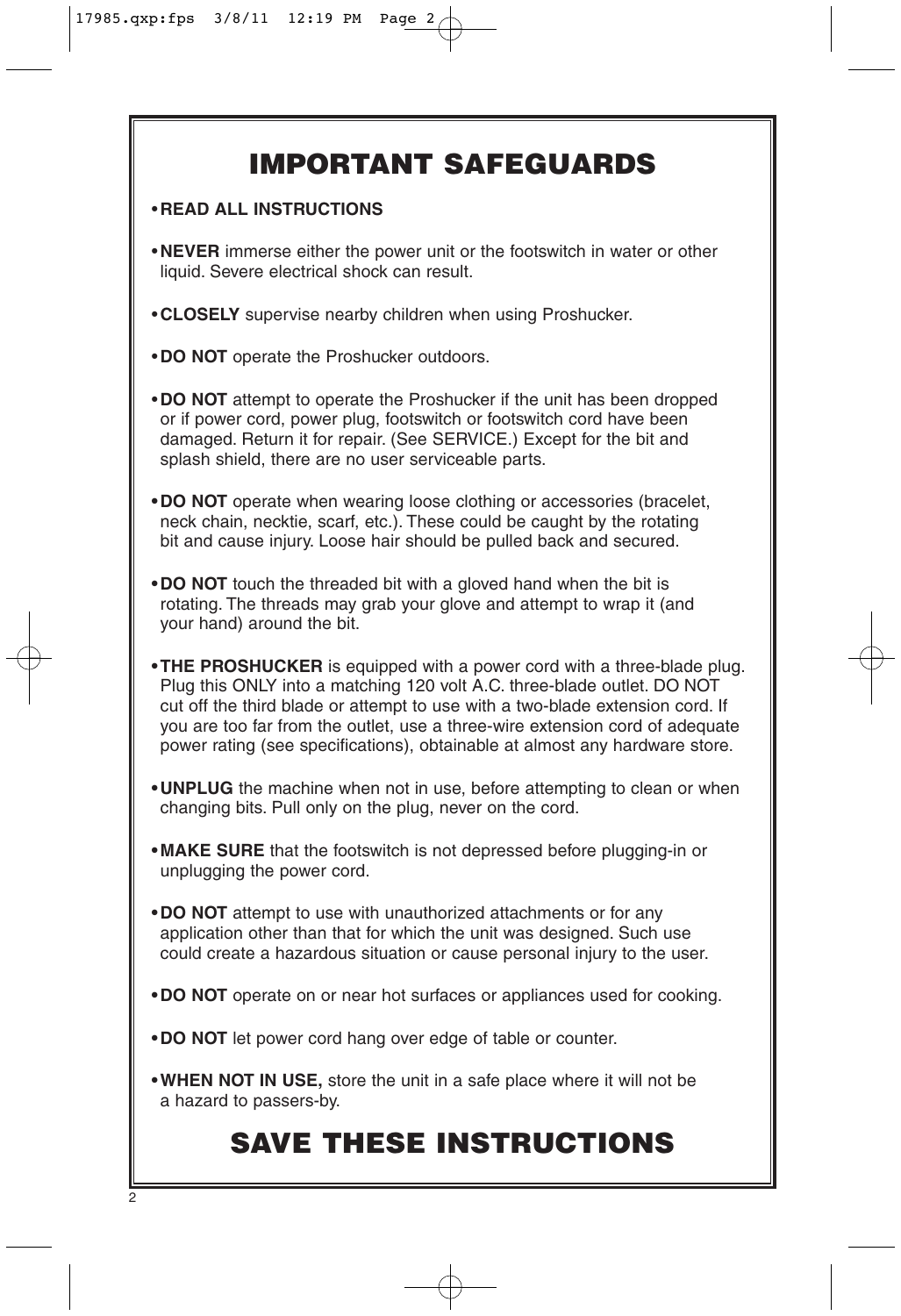# IMPORTANT SAFEGUARDS

- **READ ALL INSTRUCTIONS**
- **NEVER** immerse either the power unit or the footswitch in water or other liquid. Severe electrical shock can result.
- **CLOSELY** supervise nearby children when using Proshucker.
- **DO NOT** operate the Proshucker outdoors.
- **DO NOT** attempt to operate the Proshucker if the unit has been dropped or if power cord, power plug, footswitch or footswitch cord have been damaged. Return it for repair. (See SERVICE.) Except for the bit and splash shield, there are no user serviceable parts.
- **DO NOT** operate when wearing loose clothing or accessories (bracelet, neck chain, necktie, scarf, etc.). These could be caught by the rotating bit and cause injury. Loose hair should be pulled back and secured.
- **DO NOT** touch the threaded bit with a gloved hand when the bit is rotating. The threads may grab your glove and attempt to wrap it (and your hand) around the bit.
- **THE PROSHUCKER** is equipped with a power cord with a three-blade plug. Plug this ONLY into a matching 120 volt A.C. three-blade outlet. DO NOT cut off the third blade or attempt to use with a two-blade extension cord. If you are too far from the outlet, use a three-wire extension cord of adequate power rating (see specifications), obtainable at almost any hardware store.
- **UNPLUG** the machine when not in use, before attempting to clean or when changing bits. Pull only on the plug, never on the cord.
- **MAKE SURE** that the footswitch is not depressed before plugging-in or unplugging the power cord.
- **DO NOT** attempt to use with unauthorized attachments or for any application other than that for which the unit was designed. Such use could create a hazardous situation or cause personal injury to the user.
- **DO NOT** operate on or near hot surfaces or appliances used for cooking.
- **DO NOT** let power cord hang over edge of table or counter.
- **WHEN NOT IN USE,** store the unit in a safe place where it will not be a hazard to passers-by.

# SAVE THESE INSTRUCTIONS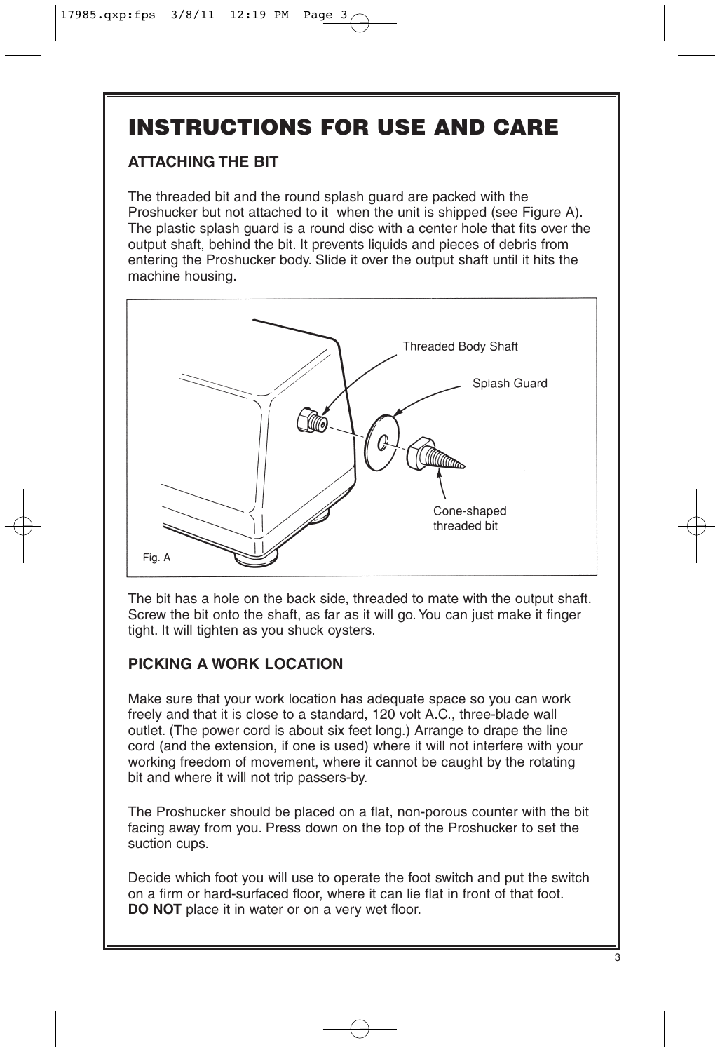# INSTRUCTIONS FOR USE AND CARE

## ATTACHING THE BIT

The threaded bit and the round splash guard are packed with the Proshucker but not attached to it when the unit is shipped (see Figure A). The plastic splash guard is a round disc with a center hole that fits over the output shaft, behind the bit. It prevents liquids and pieces of debris from entering the Proshucker body. Slide it over the output shaft until it hits the machine housing.

Threaded Body Shaft

Splash Guard

Cone-shaped threaded bit

Fig. A

The bit has a hole on the back side, threaded to mate with the output shaft. Screw the bit onto the shaft, as far as it will go. You can just make it finger tight. It will tighten as you shuck oysters.

## PICKING A WORK LOCATION

Make sure that your work location has adequate space so you can work freely and that it is close to a standard, 120 volt A.C., three-blade wall outlet. (The power cord is about six feet long.) Arrange to drape the line cord (and the extension, if one is used) where it will not interfere with your working freedom of movement, where it cannot be caught by the rotating bit and where it will not trip passers-by.

The Proshucker should be placed on a flat, non-porous counter with the bit facing away from you. Press down on the top of the Proshucker to set the suction cups.

Decide which foot you will use to operate the foot switch and put the switch on a firm or hard-surfaced floor, where it can lie flat in front of that foot. **DO NOT** place it in water or on a very wet floor.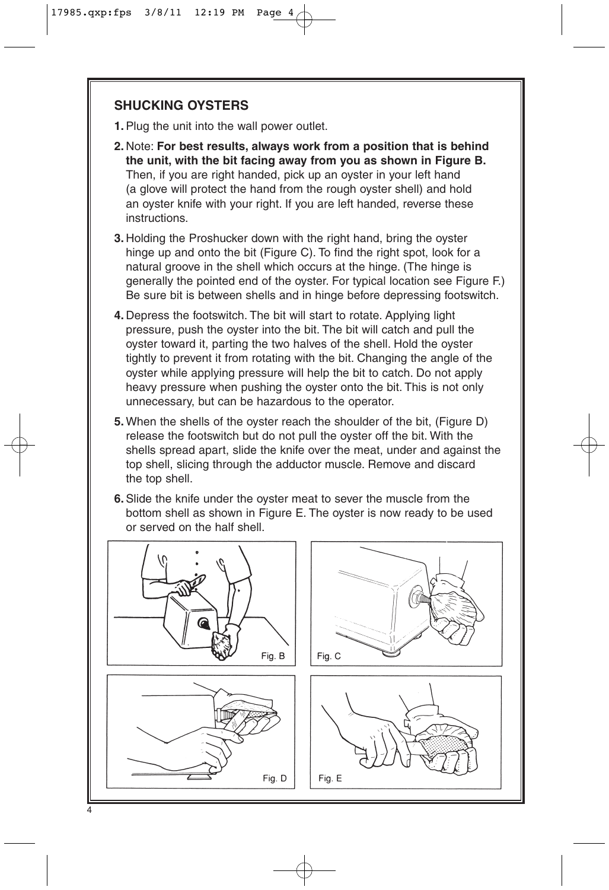## SHUCKING OYSTERS

1. Plug the unit into the wall power outlet.
2. Note: **For best results, always work from a position that is behind the unit, with the bit facing away from you as shown in Figure B.** Then, if you are right handed, pick up an oyster in your left hand (a glove will protect the hand from the rough oyster shell) and hold an oyster knife with your right. If you are left handed, reverse these instructions.
3. Holding the Proshucker down with the right hand, bring the oyster hinge up and onto the bit (Figure C). To find the right spot, look for a natural groove in the shell which occurs at the hinge. (The hinge is generally the pointed end of the oyster. For typical location see Figure F.) Be sure bit is between shells and in hinge before depressing footswitch.
4. Depress the footswitch. The bit will start to rotate. Applying light pressure, push the oyster into the bit. The bit will catch and pull the oyster toward it, parting the two halves of the shell. Hold the oyster tightly to prevent it from rotating with the bit. Changing the angle of the oyster while applying pressure will help the bit to catch. Do not apply heavy pressure when pushing the oyster onto the bit. This is not only unnecessary, but can be hazardous to the operator.
5. When the shells of the oyster reach the shoulder of the bit, (Figure D) release the footswitch but do not pull the oyster off the bit. With the shells spread apart, slide the knife over the meat, under and against the top shell, slicing through the adductor muscle. Remove and discard the top shell.
6. Slide the knife under the oyster meat to sever the muscle from the bottom shell as shown in Figure E. The oyster is now ready to be used or served on the half shell.

Fig. B

Fig. C

Fig. D

Fig. E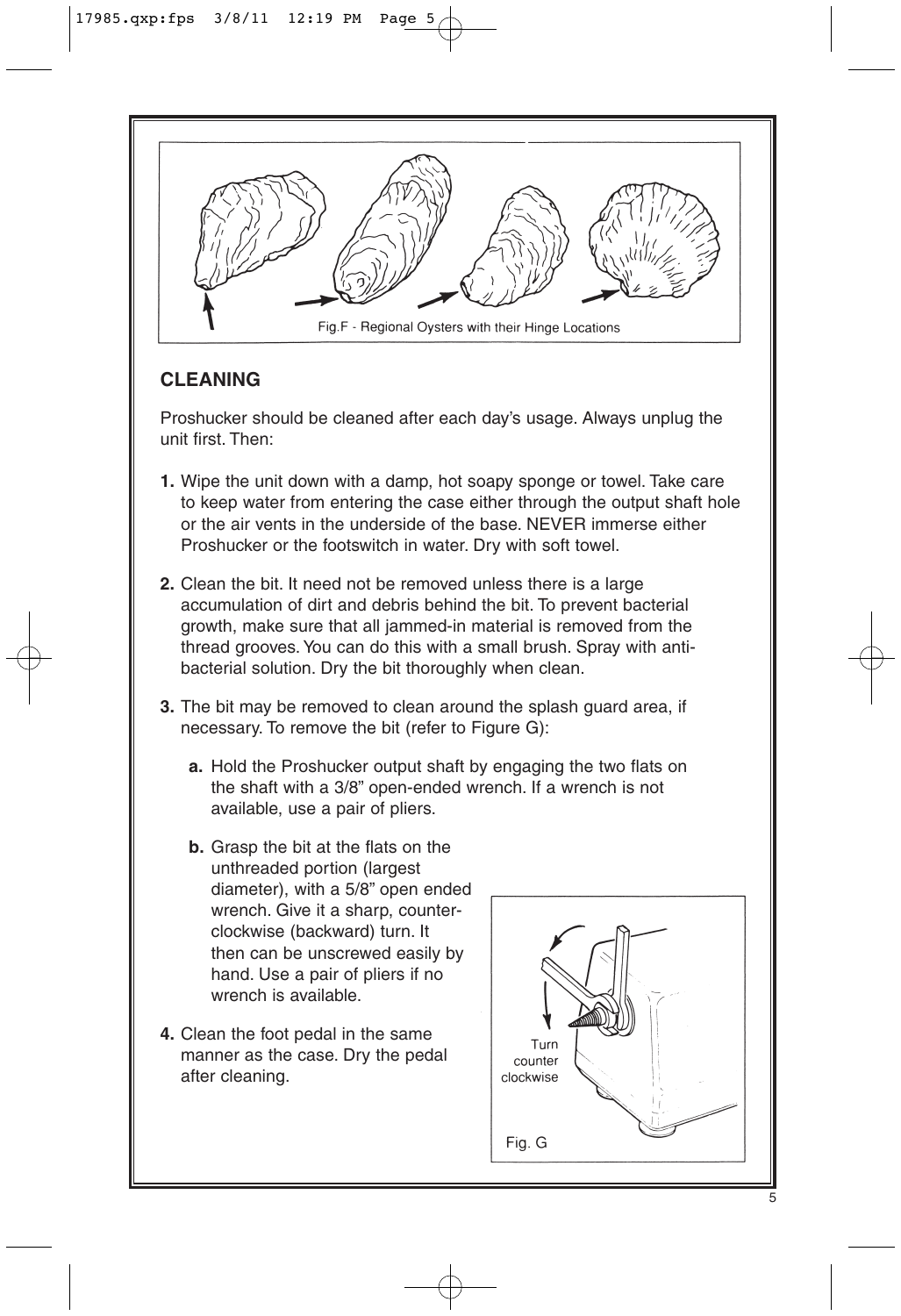Fig.F - Regional Oysters with their Hinge Locations

## CLEANING

Proshucker should be cleaned after each day's usage. Always unplug the unit first. Then:

1. Wipe the unit down with a damp, hot soapy sponge or towel. Take care to keep water from entering the case either through the output shaft hole or the air vents in the underside of the base. NEVER immerse either Proshucker or the footswitch in water. Dry with soft towel.

2. Clean the bit. It need not be removed unless there is a large accumulation of dirt and debris behind the bit. To prevent bacterial growth, make sure that all jammed-in material is removed from the thread grooves. You can do this with a small brush. Spray with anti-bacterial solution. Dry the bit thoroughly when clean.

3. The bit may be removed to clean around the splash guard area, if necessary. To remove the bit (refer to Figure G):

   a. Hold the Proshucker output shaft by engaging the two flats on the shaft with a 3/8" open-ended wrench. If a wrench is not available, use a pair of pliers.

   b. Grasp the bit at the flats on the unthreaded portion (largest diameter), with a 5/8" open ended wrench. Give it a sharp, counter-clockwise (backward) turn. It then can be unscrewed easily by hand. Use a pair of pliers if no wrench is available.

4. Clean the foot pedal in the same manner as the case. Dry the pedal after cleaning.

Turn counter clockwise

Fig. G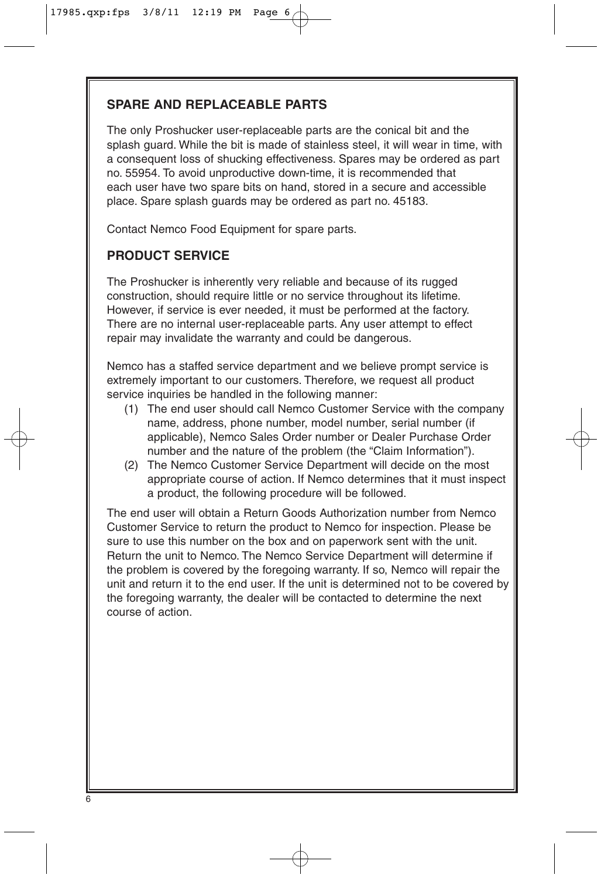## SPARE AND REPLACEABLE PARTS

The only Proshucker user-replaceable parts are the conical bit and the splash guard. While the bit is made of stainless steel, it will wear in time, with a consequent loss of shucking effectiveness. Spares may be ordered as part no. 55954. To avoid unproductive down-time, it is recommended that each user have two spare bits on hand, stored in a secure and accessible place. Spare splash guards may be ordered as part no. 45183.

Contact Nemco Food Equipment for spare parts.

## PRODUCT SERVICE

The Proshucker is inherently very reliable and because of its rugged construction, should require little or no service throughout its lifetime. However, if service is ever needed, it must be performed at the factory. There are no internal user-replaceable parts. Any user attempt to effect repair may invalidate the warranty and could be dangerous.

Nemco has a staffed service department and we believe prompt service is extremely important to our customers. Therefore, we request all product service inquiries be handled in the following manner:

(1) The end user should call Nemco Customer Service with the company name, address, phone number, model number, serial number (if applicable), Nemco Sales Order number or Dealer Purchase Order number and the nature of the problem (the "Claim Information").

(2) The Nemco Customer Service Department will decide on the most appropriate course of action. If Nemco determines that it must inspect a product, the following procedure will be followed.

The end user will obtain a Return Goods Authorization number from Nemco Customer Service to return the product to Nemco for inspection. Please be sure to use this number on the box and on paperwork sent with the unit. Return the unit to Nemco. The Nemco Service Department will determine if the problem is covered by the foregoing warranty. If so, Nemco will repair the unit and return it to the end user. If the unit is determined not to be covered by the foregoing warranty, the dealer will be contacted to determine the next course of action.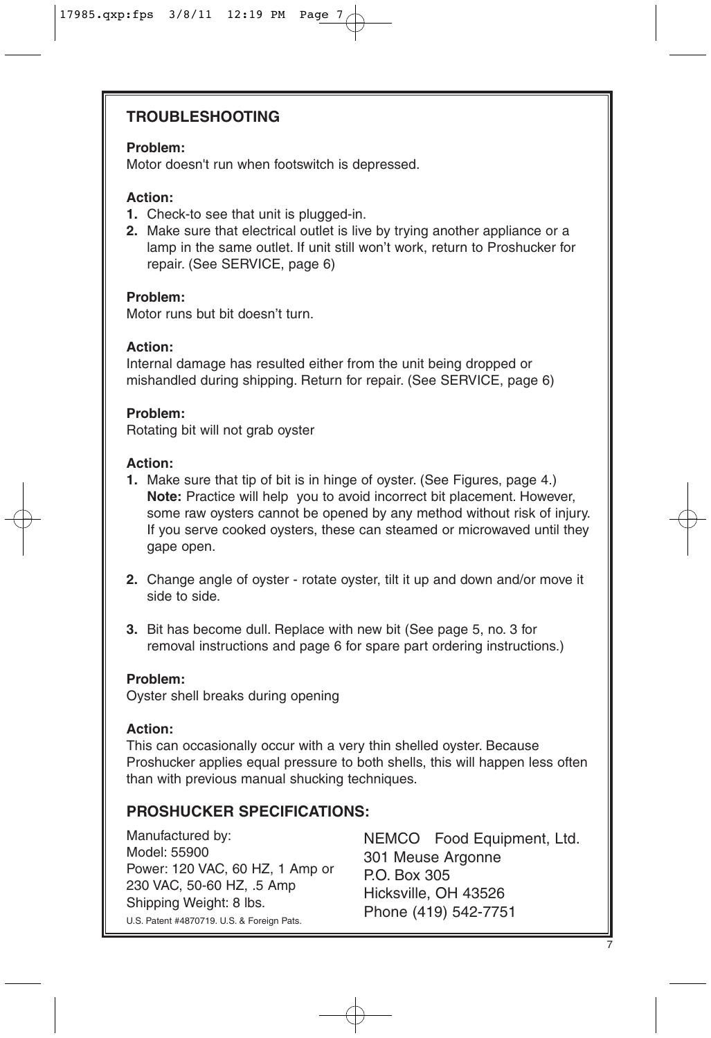## TROUBLESHOOTING

**Problem:**
Motor doesn't run when footswitch is depressed.

**Action:**

1. Check-to see that unit is plugged-in.
2. Make sure that electrical outlet is live by trying another appliance or a lamp in the same outlet. If unit still won't work, return to Proshucker for repair. (See SERVICE, page 6)

**Problem:**
Motor runs but bit doesn't turn.

**Action:**
Internal damage has resulted either from the unit being dropped or mishandled during shipping. Return for repair. (See SERVICE, page 6)

**Problem:**
Rotating bit will not grab oyster

**Action:**

1. Make sure that tip of bit is in hinge of oyster. (See Figures, page 4.)
   **Note:** Practice will help you to avoid incorrect bit placement. However, some raw oysters cannot be opened by any method without risk of injury. If you serve cooked oysters, these can steamed or microwaved until they gape open.

2. Change angle of oyster - rotate oyster, tilt it up and down and/or move it side to side.

3. Bit has become dull. Replace with new bit (See page 5, no. 3 for removal instructions and page 6 for spare part ordering instructions.)

**Problem:**
Oyster shell breaks during opening

**Action:**
This can occasionally occur with a very thin shelled oyster. Because Proshucker applies equal pressure to both shells, this will happen less often than with previous manual shucking techniques.

## PROSHUCKER SPECIFICATIONS:

Manufactured by:
Model: 55900
Power: 120 VAC, 60 HZ, 1 Amp or 230 VAC, 50-60 HZ, .5 Amp
Shipping Weight: 8 lbs.
U.S. Patent #4870719. U.S. & Foreign Pats.

NEMCO Food Equipment, Ltd.
301 Meuse Argonne
P.O. Box 305
Hicksville, OH 43526
Phone (419) 542-7751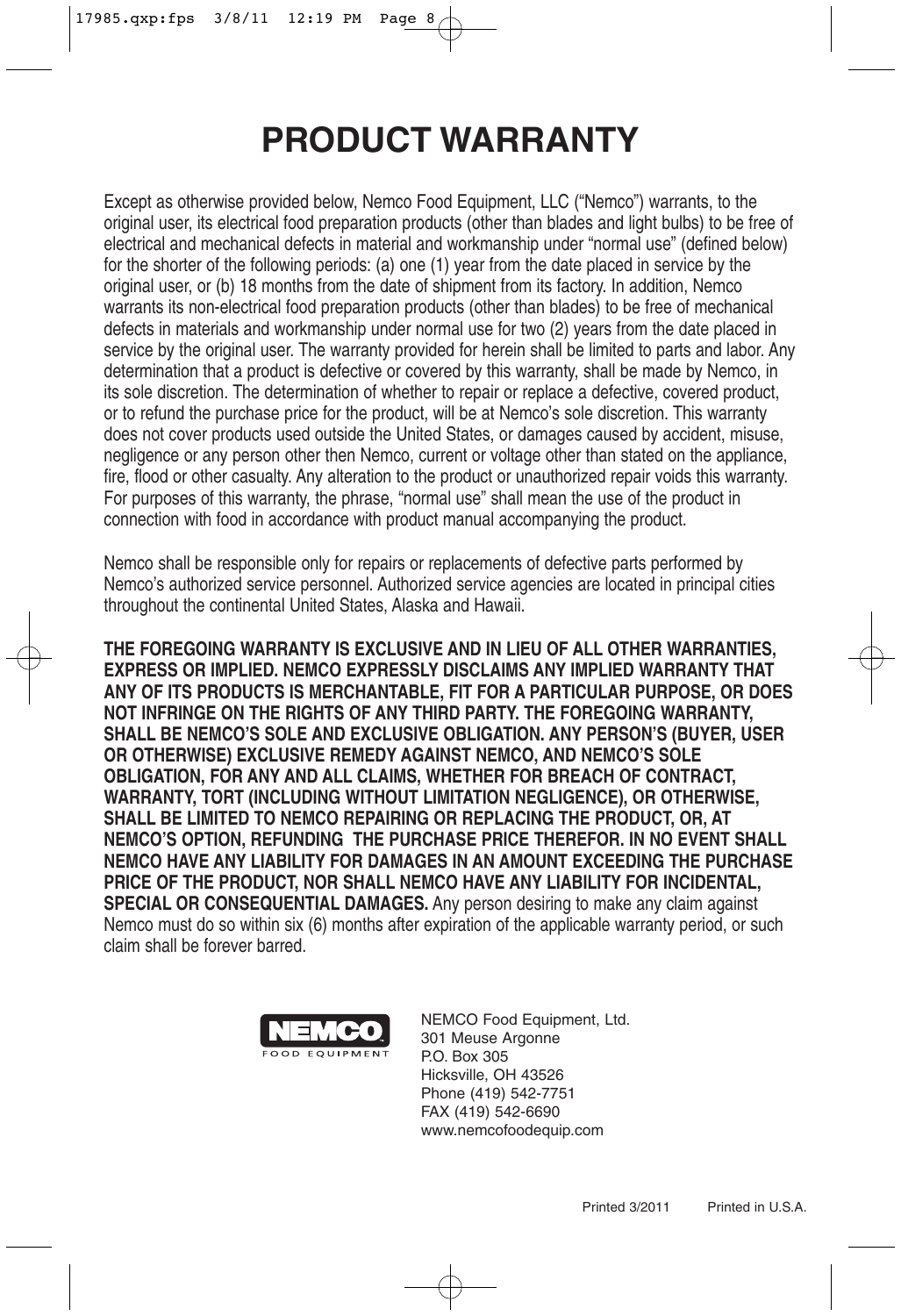# PRODUCT WARRANTY

Except as otherwise provided below, Nemco Food Equipment, LLC ("Nemco") warrants, to the original user, its electrical food preparation products (other than blades and light bulbs) to be free of electrical and mechanical defects in material and workmanship under "normal use" (defined below) for the shorter of the following periods: (a) one (1) year from the date placed in service by the original user, or (b) 18 months from the date of shipment from its factory. In addition, Nemco warrants its non-electrical food preparation products (other than blades) to be free of mechanical defects in materials and workmanship under normal use for two (2) years from the date placed in service by the original user. The warranty provided for herein shall be limited to parts and labor. Any determination that a product is defective or covered by this warranty, shall be made by Nemco, in its sole discretion. The determination of whether to repair or replace a defective, covered product, or to refund the purchase price for the product, will be at Nemco's sole discretion. This warranty does not cover products used outside the United States, or damages caused by accident, misuse, negligence or any person other then Nemco, current or voltage other than stated on the appliance, fire, flood or other casualty. Any alteration to the product or unauthorized repair voids this warranty. For purposes of this warranty, the phrase, "normal use" shall mean the use of the product in connection with food in accordance with product manual accompanying the product.

Nemco shall be responsible only for repairs or replacements of defective parts performed by Nemco's authorized service personnel. Authorized service agencies are located in principal cities throughout the continental United States, Alaska and Hawaii.

**THE FOREGOING WARRANTY IS EXCLUSIVE AND IN LIEU OF ALL OTHER WARRANTIES, EXPRESS OR IMPLIED. NEMCO EXPRESSLY DISCLAIMS ANY IMPLIED WARRANTY THAT ANY OF ITS PRODUCTS IS MERCHANTABLE, FIT FOR A PARTICULAR PURPOSE, OR DOES NOT INFRINGE ON THE RIGHTS OF ANY THIRD PARTY. THE FOREGOING WARRANTY, SHALL BE NEMCO'S SOLE AND EXCLUSIVE OBLIGATION. ANY PERSON'S (BUYER, USER OR OTHERWISE) EXCLUSIVE REMEDY AGAINST NEMCO, AND NEMCO'S SOLE OBLIGATION, FOR ANY AND ALL CLAIMS, WHETHER FOR BREACH OF CONTRACT, WARRANTY, TORT (INCLUDING WITHOUT LIMITATION NEGLIGENCE), OR OTHERWISE, SHALL BE LIMITED TO NEMCO REPAIRING OR REPLACING THE PRODUCT, OR, AT NEMCO'S OPTION, REFUNDING THE PURCHASE PRICE THEREFOR. IN NO EVENT SHALL NEMCO HAVE ANY LIABILITY FOR DAMAGES IN AN AMOUNT EXCEEDING THE PURCHASE PRICE OF THE PRODUCT, NOR SHALL NEMCO HAVE ANY LIABILITY FOR INCIDENTAL, SPECIAL OR CONSEQUENTIAL DAMAGES.** Any person desiring to make any claim against Nemco must do so within six (6) months after expiration of the applicable warranty period, or such claim shall be forever barred.

NEMCO FOOD EQUIPMENT

NEMCO Food Equipment, Ltd.
301 Meuse Argonne
P.O. Box 305
Hicksville, OH 43526
Phone (419) 542-7751
FAX (419) 542-6690
www.nemcofoodequip.com

Printed 3/2011 Printed in U.S.A.